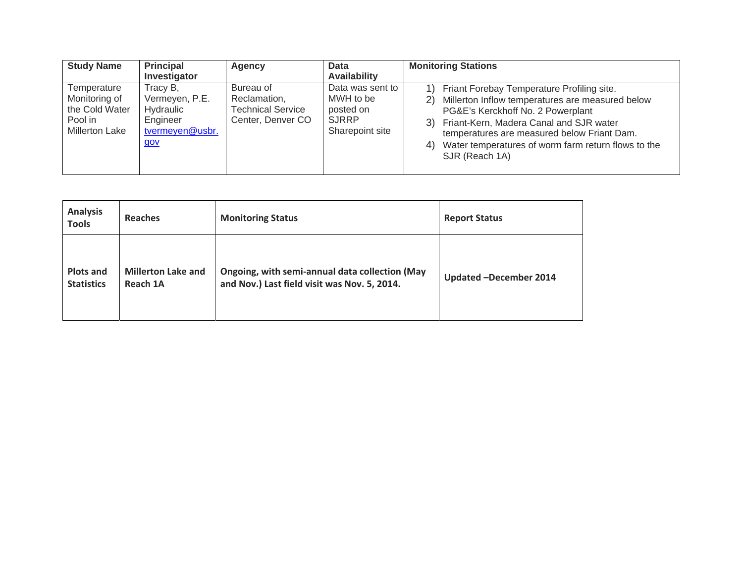| Study Name | Principal Investigator | Agency | Data Availability | Monitoring Stations |
|---|---|---|---|---|
| Temperature Monitoring of the Cold Water Pool in Millerton Lake | Tracy B, Vermeyen, P.E. Hydraulic Engineer tvermeyen@usbr.gov | Bureau of Reclamation, Technical Service Center, Denver CO | Data was sent to MWH to be posted on SJRRP Sharepoint site | 1) Friant Forebay Temperature Profiling site. 2) Millerton Inflow temperatures are measured below PG&E's Kerckhoff No. 2 Powerplant 3) Friant-Kern, Madera Canal and SJR water temperatures are measured below Friant Dam. 4) Water temperatures of worm farm return flows to the SJR (Reach 1A) |

| Analysis Tools | Reaches | Monitoring Status | Report Status |
|---|---|---|---|
| **Plots and Statistics** | **Millerton Lake and Reach 1A** | **Ongoing, with semi-annual data collection (May and Nov.) Last field visit was Nov. 5, 2014.** | **Updated –December 2014** |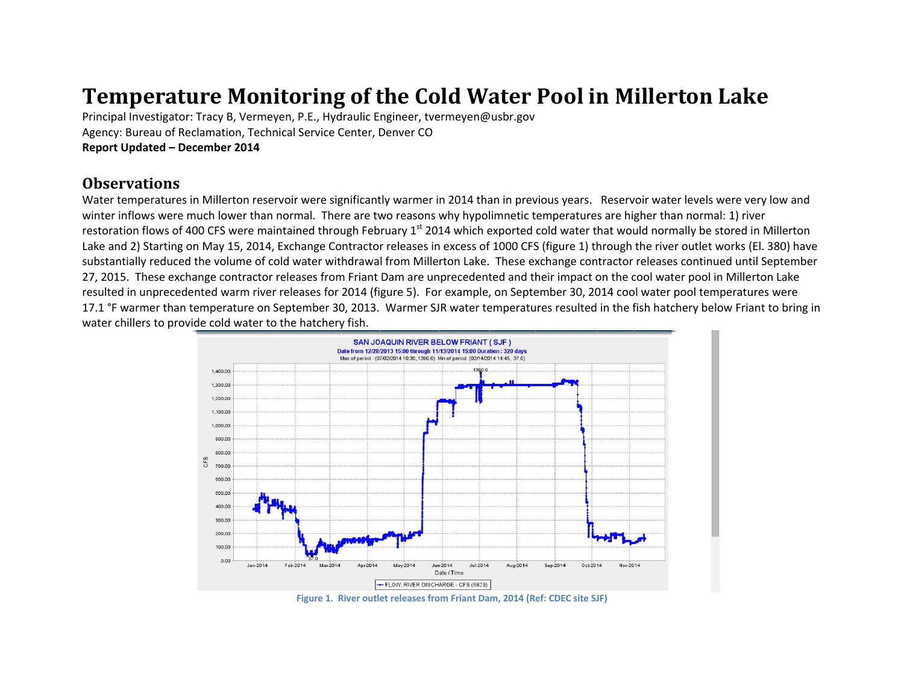# Temperature Monitoring of the Cold Water Pool in Millerton Lake

Principal Investigator: Tracy B, Vermeyen, P.E., Hydraulic Engineer, tvermeyen@usbr.gov

Agency: Bureau of Reclamation, Technical Service Center, Denver CO

**Report Updated – December 2014**

## Observations

Water temperatures in Millerton reservoir were significantly warmer in 2014 than in previous years. Reservoir water levels were very low and winter inflows were much lower than normal. There are two reasons why hypolimnetic temperatures are higher than normal: 1) river restoration flows of 400 CFS were maintained through February 1st 2014 which exported cold water that would normally be stored in Millerton Lake and 2) Starting on May 15, 2014, Exchange Contractor releases in excess of 1000 CFS (figure 1) through the river outlet works (El. 380) have substantially reduced the volume of cold water withdrawal from Millerton Lake. These exchange contractor releases continued until September 27, 2015. These exchange contractor releases from Friant Dam are unprecedented and their impact on the cool water pool in Millerton Lake resulted in unprecedented warm river releases for 2014 (figure 5). For example, on September 30, 2014 cool water pool temperatures were 17.1 °F warmer than temperature on September 30, 2013. Warmer SJR water temperatures resulted in the fish hatchery below Friant to bring in water chillers to provide cold water to the hatchery fish.

**Figure 1. River outlet releases from Friant Dam, 2014 (Ref: CDEC site SJF)**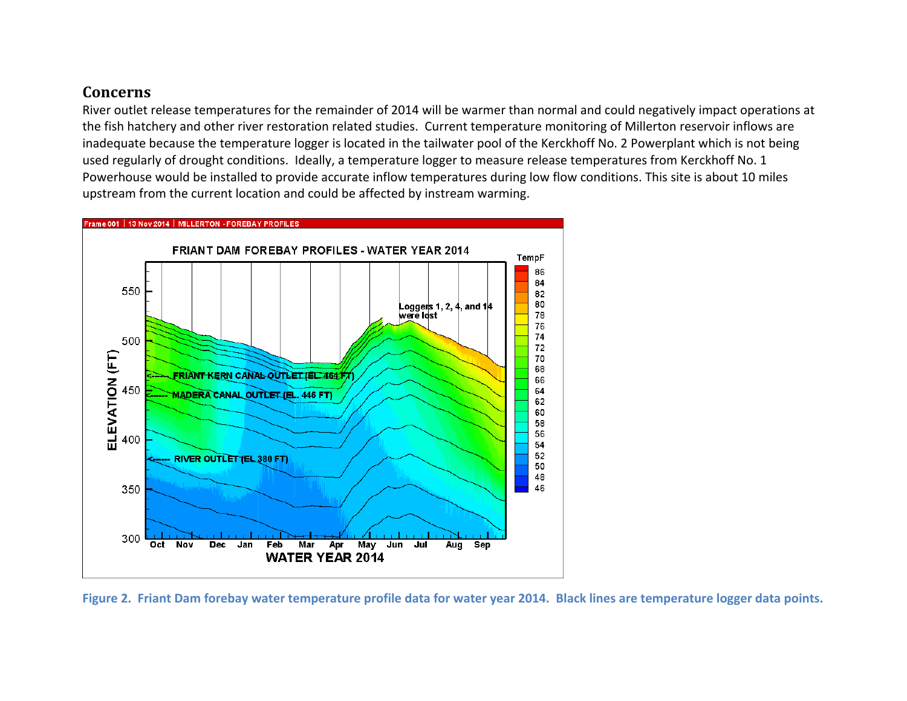## Concerns

River outlet release temperatures for the remainder of 2014 will be warmer than normal and could negatively impact operations at the fish hatchery and other river restoration related studies. Current temperature monitoring of Millerton reservoir inflows are inadequate because the temperature logger is located in the tailwater pool of the Kerckhoff No. 2 Powerplant which is not being used regularly of drought conditions. Ideally, a temperature logger to measure release temperatures from Kerckhoff No. 1 Powerhouse would be installed to provide accurate inflow temperatures during low flow conditions. This site is about 10 miles upstream from the current location and could be affected by instream warming.

**Figure 2. Friant Dam forebay water temperature profile data for water year 2014. Black lines are temperature logger data points.**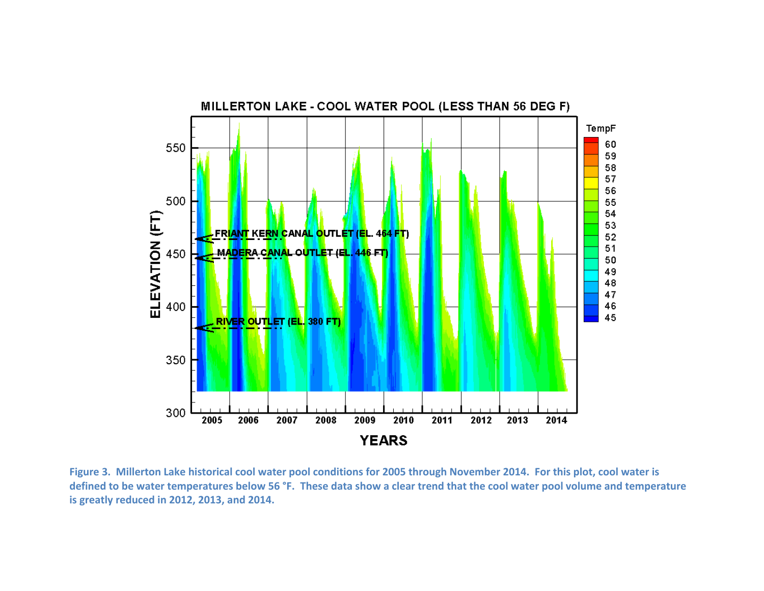MILLERTON LAKE - COOL WATER POOL (LESS THAN 56 DEG F)

Figure 3. Millerton Lake historical cool water pool conditions for 2005 through November 2014. For this plot, cool water is defined to be water temperatures below 56 °F. These data show a clear trend that the cool water pool volume and temperature is greatly reduced in 2012, 2013, and 2014.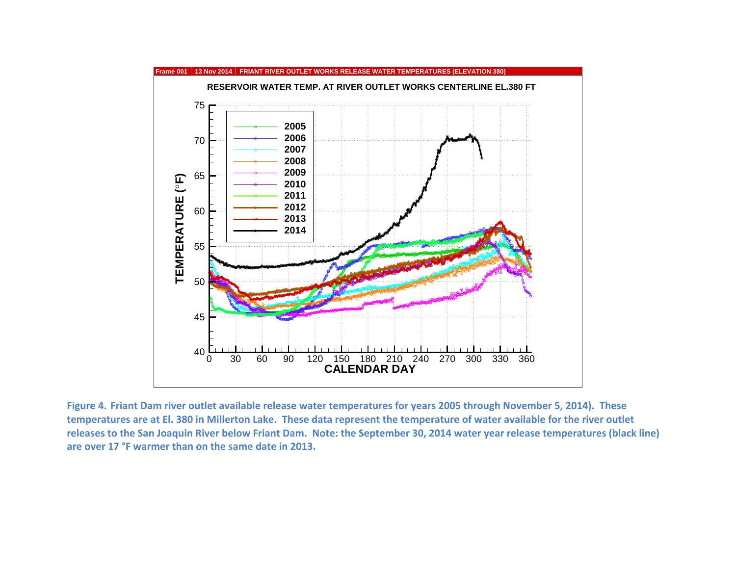Frame 001 | 13 Nov 2014 | FRIANT RIVER OUTLET WORKS RELEASE WATER TEMPERATURES (ELEVATION 380)

RESERVOIR WATER TEMP. AT RIVER OUTLET WORKS CENTERLINE EL.380 FT

TEMPERATURE (°F)

75
70
65
60
55
50
45
40

CALENDAR DAY

0 30 60 90 120 150 180 210 240 270 300 330 360

2005
2006
2007
2008
2009
2010
2011
2012
2013
2014

**Figure 4. Friant Dam river outlet available release water temperatures for years 2005 through November 5, 2014). These temperatures are at El. 380 in Millerton Lake. These data represent the temperature of water available for the river outlet releases to the San Joaquin River below Friant Dam. Note: the September 30, 2014 water year release temperatures (black line) are over 17 °F warmer than on the same date in 2013.**